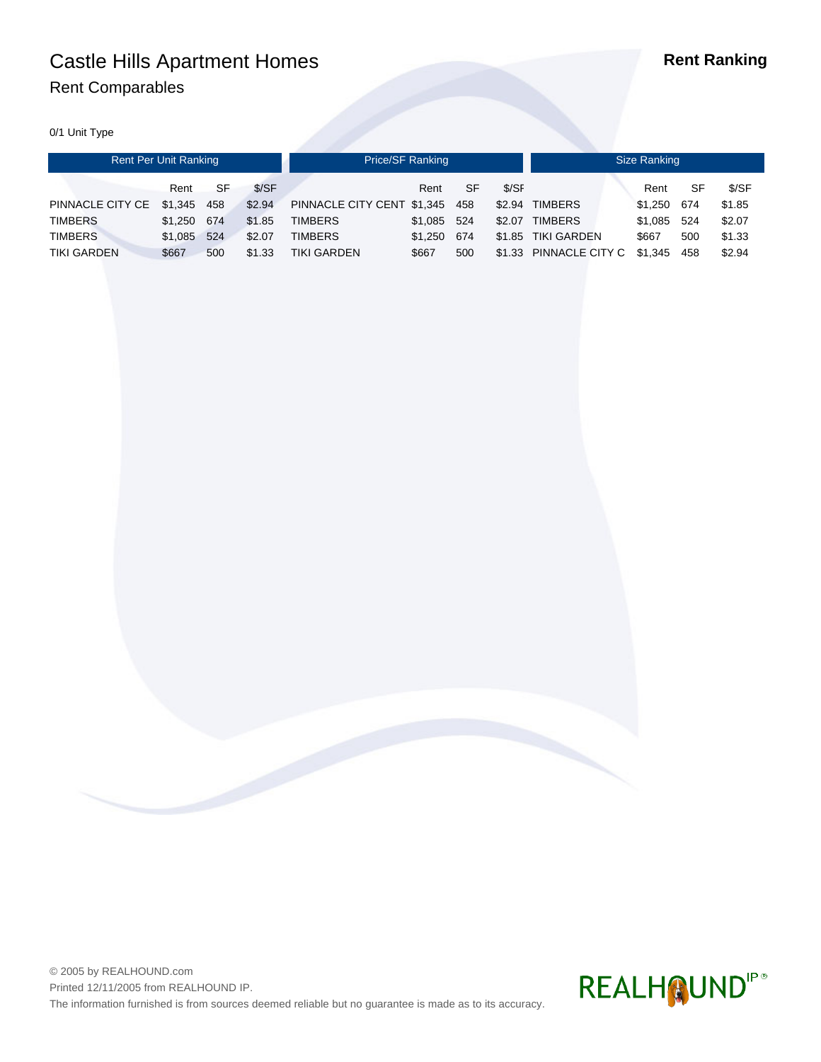# Castle Hills Apartment Homes

## Rent Comparables

**Rent Ranking**

0/1 Unit Type

| Rent Per Unit Ranking | | | | Price/SF Ranking | | | | Size Ranking | | | |
|---|---|---|---|---|---|---|---|---|---|---|---|
| | Rent | SF | $/SF | | Rent | SF | $/SF | | Rent | SF | $/SF |
| PINNACLE CITY CE | $1,345 | 458 | $2.94 | PINNACLE CITY CENT | $1,345 | 458 | $2.94 | TIMBERS | $1,250 | 674 | $1.85 |
| TIMBERS | $1,250 | 674 | $1.85 | TIMBERS | $1,085 | 524 | $2.07 | TIMBERS | $1,085 | 524 | $2.07 |
| TIMBERS | $1,085 | 524 | $2.07 | TIMBERS | $1,250 | 674 | $1.85 | TIKI GARDEN | $667 | 500 | $1.33 |
| TIKI GARDEN | $667 | 500 | $1.33 | TIKI GARDEN | $667 | 500 | $1.33 | PINNACLE CITY C | $1,345 | 458 | $2.94 |

© 2005 by REALHOUND.com

Printed 12/11/2005 from REALHOUND IP.

The information furnished is from sources deemed reliable but no guarantee is made as to its accuracy.

REALHOUND IP®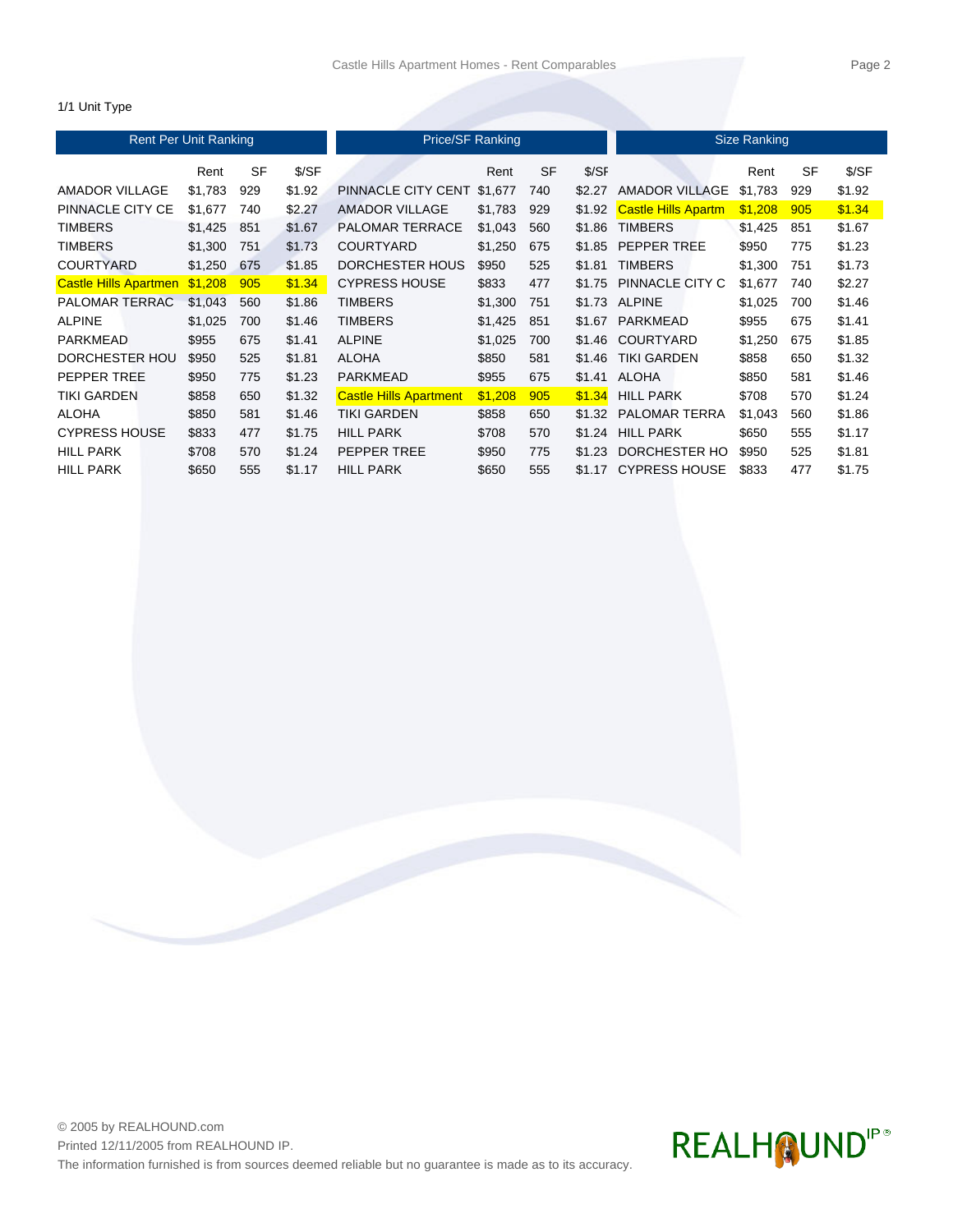1/1 Unit Type

| Rent Per Unit Ranking | | | | Price/SF Ranking | | | | Size Ranking | | | |
|---|---|---|---|---|---|---|---|---|---|---|---|
| | Rent | SF | $/SF | | Rent | SF | $/SF | | Rent | SF | $/SF |
| AMADOR VILLAGE | $1,783 | 929 | $1.92 | PINNACLE CITY CENT | $1,677 | 740 | $2.27 | AMADOR VILLAGE | $1,783 | 929 | $1.92 |
| PINNACLE CITY CE | $1,677 | 740 | $2.27 | AMADOR VILLAGE | $1,783 | 929 | $1.92 | Castle Hills Apartm | $1,208 | 905 | $1.34 |
| TIMBERS | $1,425 | 851 | $1.67 | PALOMAR TERRACE | $1,043 | 560 | $1.86 | TIMBERS | $1,425 | 851 | $1.67 |
| TIMBERS | $1,300 | 751 | $1.73 | COURTYARD | $1,250 | 675 | $1.85 | PEPPER TREE | $950 | 775 | $1.23 |
| COURTYARD | $1,250 | 675 | $1.85 | DORCHESTER HOUS | $950 | 525 | $1.81 | TIMBERS | $1,300 | 751 | $1.73 |
| Castle Hills Apartmen | $1,208 | 905 | $1.34 | CYPRESS HOUSE | $833 | 477 | $1.75 | PINNACLE CITY C | $1,677 | 740 | $2.27 |
| PALOMAR TERRAC | $1,043 | 560 | $1.86 | TIMBERS | $1,300 | 751 | $1.73 | ALPINE | $1,025 | 700 | $1.46 |
| ALPINE | $1,025 | 700 | $1.46 | TIMBERS | $1,425 | 851 | $1.67 | PARKMEAD | $955 | 675 | $1.41 |
| PARKMEAD | $955 | 675 | $1.41 | ALPINE | $1,025 | 700 | $1.46 | COURTYARD | $1,250 | 675 | $1.85 |
| DORCHESTER HOU | $950 | 525 | $1.81 | ALOHA | $850 | 581 | $1.46 | TIKI GARDEN | $858 | 650 | $1.32 |
| PEPPER TREE | $950 | 775 | $1.23 | PARKMEAD | $955 | 675 | $1.41 | ALOHA | $850 | 581 | $1.46 |
| TIKI GARDEN | $858 | 650 | $1.32 | Castle Hills Apartment | $1,208 | 905 | $1.34 | HILL PARK | $708 | 570 | $1.24 |
| ALOHA | $850 | 581 | $1.46 | TIKI GARDEN | $858 | 650 | $1.32 | PALOMAR TERRA | $1,043 | 560 | $1.86 |
| CYPRESS HOUSE | $833 | 477 | $1.75 | HILL PARK | $708 | 570 | $1.24 | HILL PARK | $650 | 555 | $1.17 |
| HILL PARK | $708 | 570 | $1.24 | PEPPER TREE | $950 | 775 | $1.23 | DORCHESTER HO | $950 | 525 | $1.81 |
| HILL PARK | $650 | 555 | $1.17 | HILL PARK | $650 | 555 | $1.17 | CYPRESS HOUSE | $833 | 477 | $1.75 |

© 2005 by REALHOUND.com
Printed 12/11/2005 from REALHOUND IP.
The information furnished is from sources deemed reliable but no guarantee is made as to its accuracy.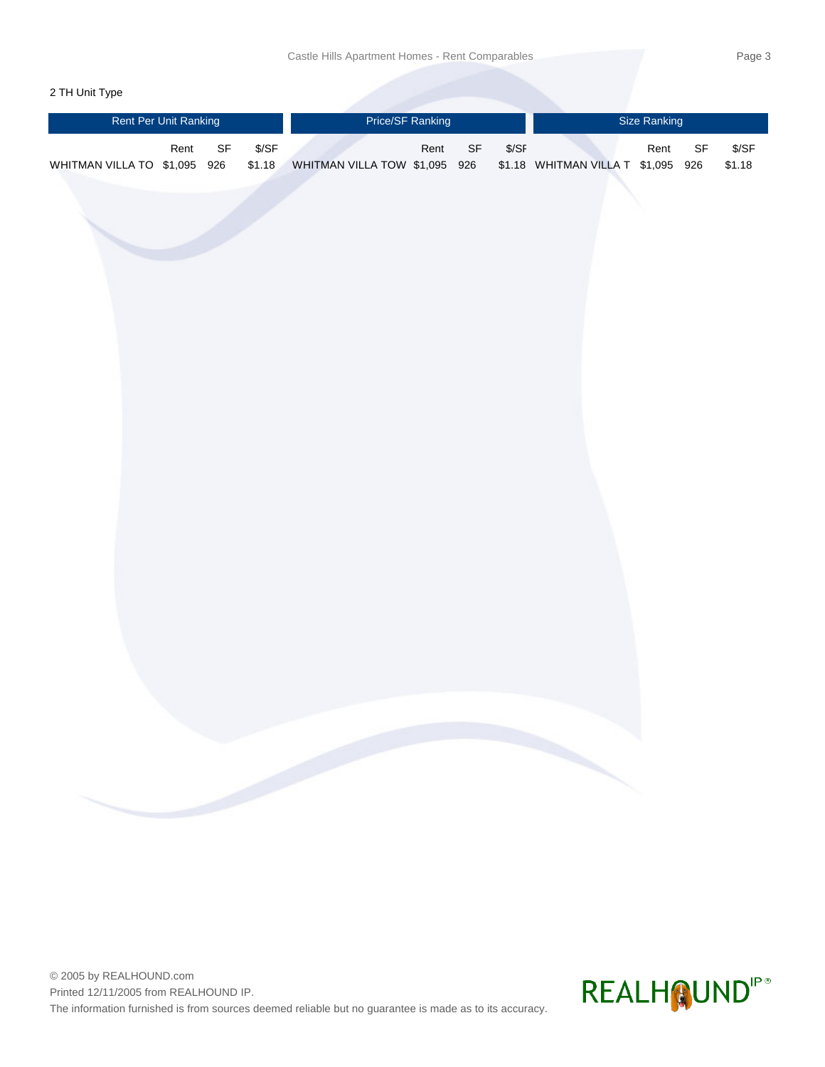2 TH Unit Type

| Rent Per Unit Ranking | | | | Price/SF Ranking | | | | Size Ranking | | | |
|---|---|---|---|---|---|---|---|---|---|---|---|
| | Rent | SF | $/SF | | Rent | SF | $/SF | | Rent | SF | $/SF |
| WHITMAN VILLA TO | $1,095 | 926 | $1.18 | WHITMAN VILLA TOW | $1,095 | 926 | $1.18 | WHITMAN VILLA T | $1,095 | 926 | $1.18 |

© 2005 by REALHOUND.com
Printed 12/11/2005 from REALHOUND IP.
The information furnished is from sources deemed reliable but no guarantee is made as to its accuracy.

REALHOUND IP®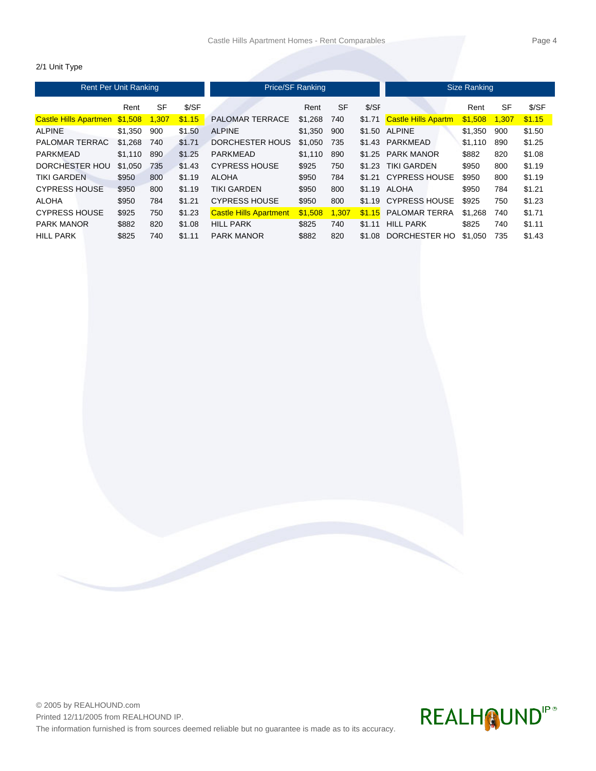2/1 Unit Type

| Rent Per Unit Ranking | | | | Price/SF Ranking | | | | Size Ranking | | | |
|---|---|---|---|---|---|---|---|---|---|---|---|
| | Rent | SF | $/SF | | Rent | SF | $/SF | | Rent | SF | $/SF |
| Castle Hills Apartmen | $1,508 | 1,307 | $1.15 | PALOMAR TERRACE | $1,268 | 740 | $1.71 | Castle Hills Apartm | $1,508 | 1,307 | $1.15 |
| ALPINE | $1,350 | 900 | $1.50 | ALPINE | $1,350 | 900 | $1.50 | ALPINE | $1,350 | 900 | $1.50 |
| PALOMAR TERRAC | $1,268 | 740 | $1.71 | DORCHESTER HOUS | $1,050 | 735 | $1.43 | PARKMEAD | $1,110 | 890 | $1.25 |
| PARKMEAD | $1,110 | 890 | $1.25 | PARKMEAD | $1,110 | 890 | $1.25 | PARK MANOR | $882 | 820 | $1.08 |
| DORCHESTER HOU | $1,050 | 735 | $1.43 | CYPRESS HOUSE | $925 | 750 | $1.23 | TIKI GARDEN | $950 | 800 | $1.19 |
| TIKI GARDEN | $950 | 800 | $1.19 | ALOHA | $950 | 784 | $1.21 | CYPRESS HOUSE | $950 | 800 | $1.19 |
| CYPRESS HOUSE | $950 | 800 | $1.19 | TIKI GARDEN | $950 | 800 | $1.19 | ALOHA | $950 | 784 | $1.21 |
| ALOHA | $950 | 784 | $1.21 | CYPRESS HOUSE | $950 | 800 | $1.19 | CYPRESS HOUSE | $925 | 750 | $1.23 |
| CYPRESS HOUSE | $925 | 750 | $1.23 | Castle Hills Apartment | $1,508 | 1,307 | $1.15 | PALOMAR TERRA | $1,268 | 740 | $1.71 |
| PARK MANOR | $882 | 820 | $1.08 | HILL PARK | $825 | 740 | $1.11 | HILL PARK | $825 | 740 | $1.11 |
| HILL PARK | $825 | 740 | $1.11 | PARK MANOR | $882 | 820 | $1.08 | DORCHESTER HO | $1,050 | 735 | $1.43 |

© 2005 by REALHOUND.com

Printed 12/11/2005 from REALHOUND IP.

The information furnished is from sources deemed reliable but no guarantee is made as to its accuracy.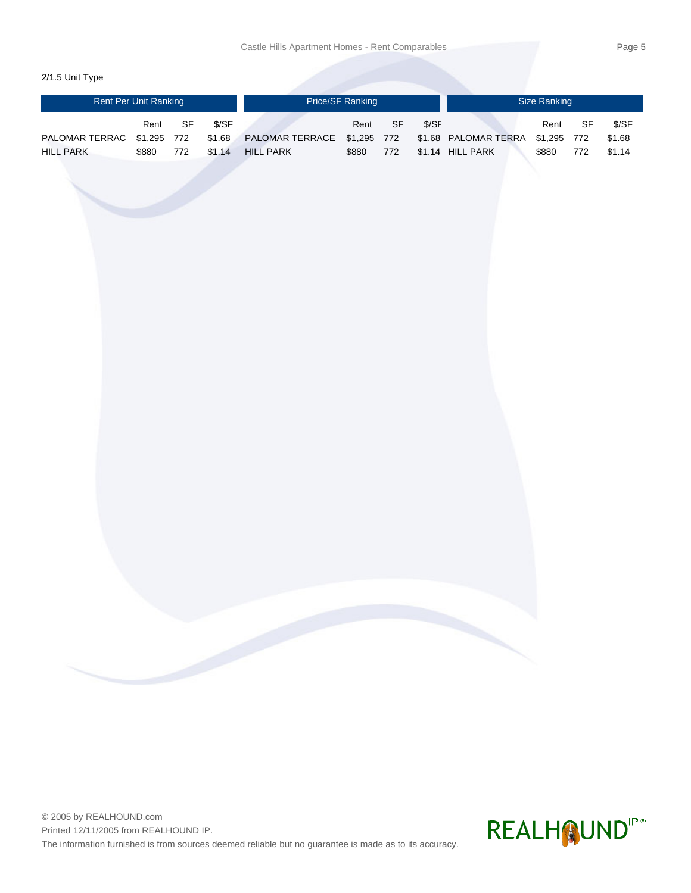2/1.5 Unit Type

| Rent Per Unit Ranking | | | | Price/SF Ranking | | | | Size Ranking | | | |
|---|---|---|---|---|---|---|---|---|---|---|---|
| | Rent | SF | $/SF | | Rent | SF | $/SF | | Rent | SF | $/SF |
| PALOMAR TERRAC | $1,295 | 772 | $1.68 | PALOMAR TERRACE | $1,295 | 772 | $1.68 | PALOMAR TERRA | $1,295 | 772 | $1.68 |
| HILL PARK | $880 | 772 | $1.14 | HILL PARK | $880 | 772 | $1.14 | HILL PARK | $880 | 772 | $1.14 |

© 2005 by REALHOUND.com
Printed 12/11/2005 from REALHOUND IP.
The information furnished is from sources deemed reliable but no guarantee is made as to its accuracy.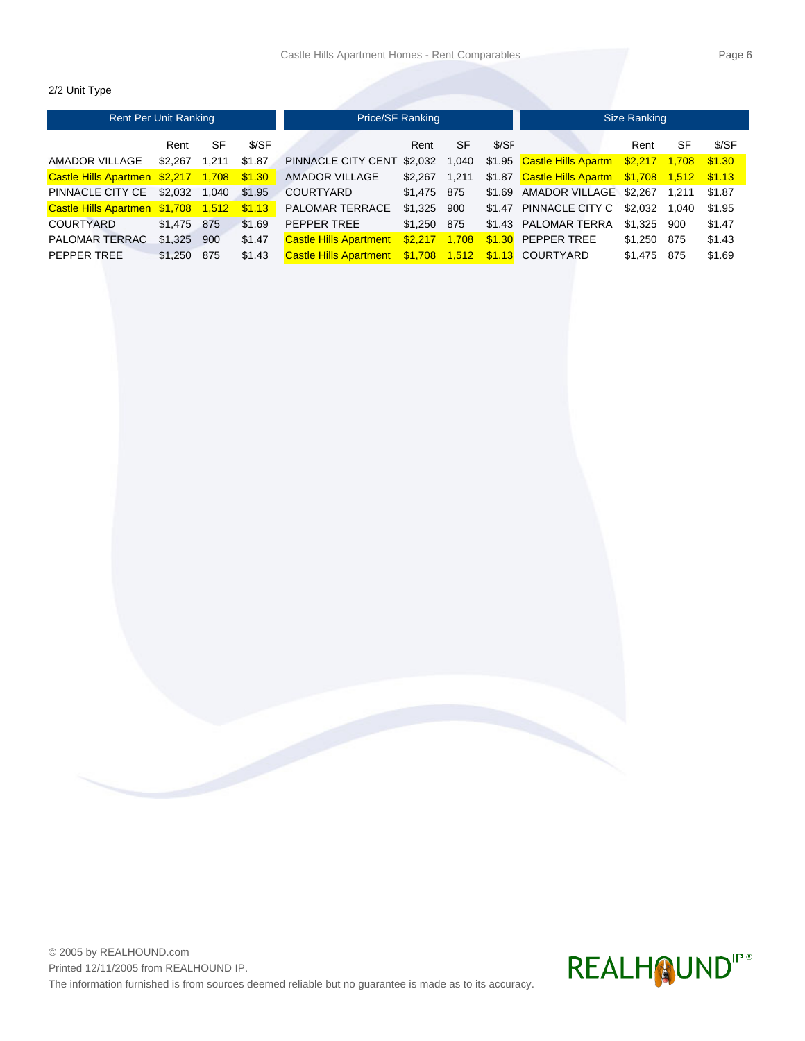2/2 Unit Type

| Rent Per Unit Ranking | Rent | SF | $/SF |
|---|---|---|---|
| AMADOR VILLAGE | $2,267 | 1,211 | $1.87 |
| Castle Hills Apartmen | $2,217 | 1,708 | $1.30 |
| PINNACLE CITY CE | $2,032 | 1,040 | $1.95 |
| Castle Hills Apartmen | $1,708 | 1,512 | $1.13 |
| COURTYARD | $1,475 | 875 | $1.69 |
| PALOMAR TERRAC | $1,325 | 900 | $1.47 |
| PEPPER TREE | $1,250 | 875 | $1.43 |

| Price/SF Ranking | Rent | SF | $/SF |
|---|---|---|---|
| PINNACLE CITY CENT | $2,032 | 1,040 | $1.95 |
| AMADOR VILLAGE | $2,267 | 1,211 | $1.87 |
| COURTYARD | $1,475 | 875 | $1.69 |
| PALOMAR TERRACE | $1,325 | 900 | $1.47 |
| PEPPER TREE | $1,250 | 875 | $1.43 |
| Castle Hills Apartment | $2,217 | 1,708 | $1.30 |
| Castle Hills Apartment | $1,708 | 1,512 | $1.13 |

| Size Ranking | Rent | SF | $/SF |
|---|---|---|---|
| Castle Hills Apartm | $2,217 | 1,708 | $1.30 |
| Castle Hills Apartm | $1,708 | 1,512 | $1.13 |
| AMADOR VILLAGE | $2,267 | 1,211 | $1.87 |
| PINNACLE CITY C | $2,032 | 1,040 | $1.95 |
| PALOMAR TERRA | $1,325 | 900 | $1.47 |
| PEPPER TREE | $1,250 | 875 | $1.43 |
| COURTYARD | $1,475 | 875 | $1.69 |

© 2005 by REALHOUND.com
Printed 12/11/2005 from REALHOUND IP.
The information furnished is from sources deemed reliable but no guarantee is made as to its accuracy.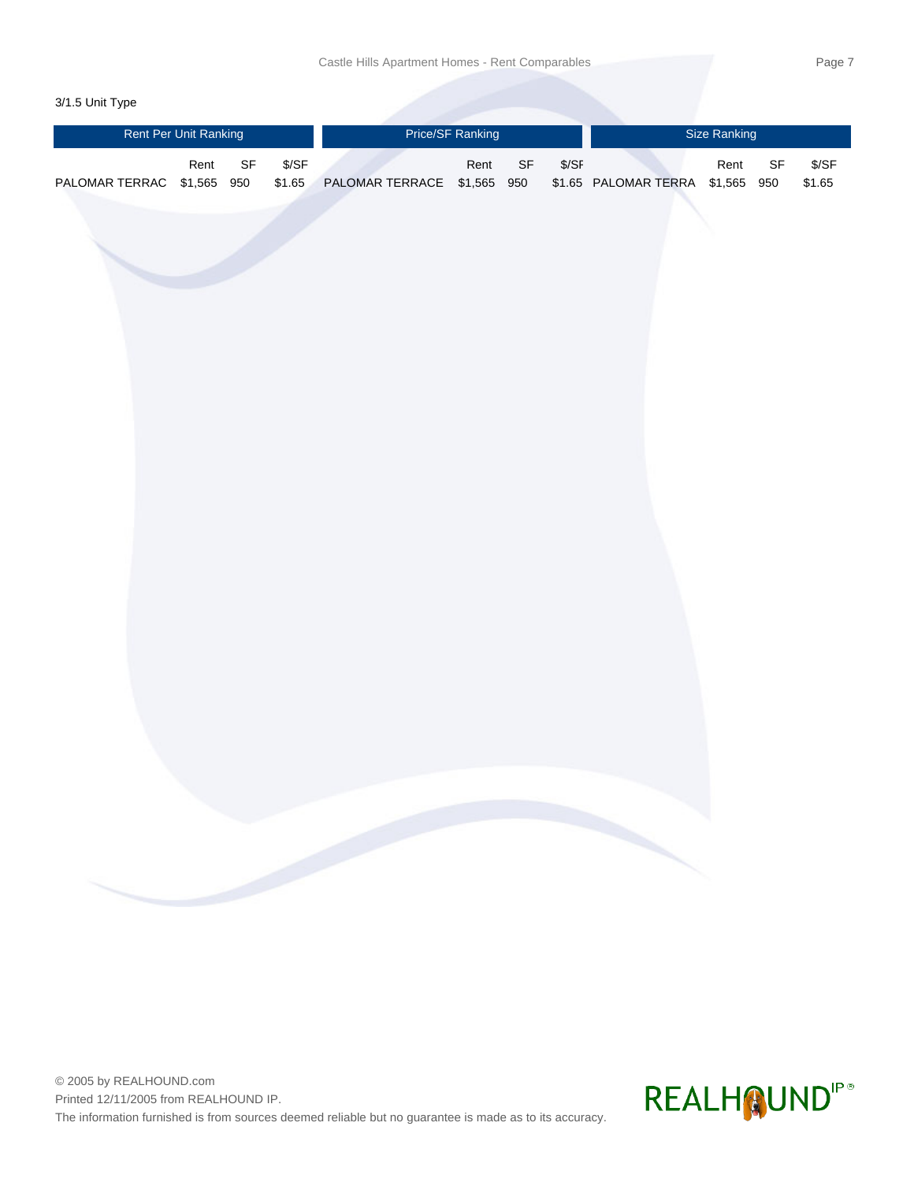3/1.5 Unit Type

| Rent Per Unit Ranking | | | | Price/SF Ranking | | | | Size Ranking | | | |
|---|---|---|---|---|---|---|---|---|---|---|---|
| | Rent | SF | $/SF | | Rent | SF | $/SF | | Rent | SF | $/SF |
| PALOMAR TERRAC | $1,565 | 950 | $1.65 | PALOMAR TERRACE | $1,565 | 950 | $1.65 | PALOMAR TERRA | $1,565 | 950 | $1.65 |

© 2005 by REALHOUND.com
Printed 12/11/2005 from REALHOUND IP.
The information furnished is from sources deemed reliable but no guarantee is made as to its accuracy.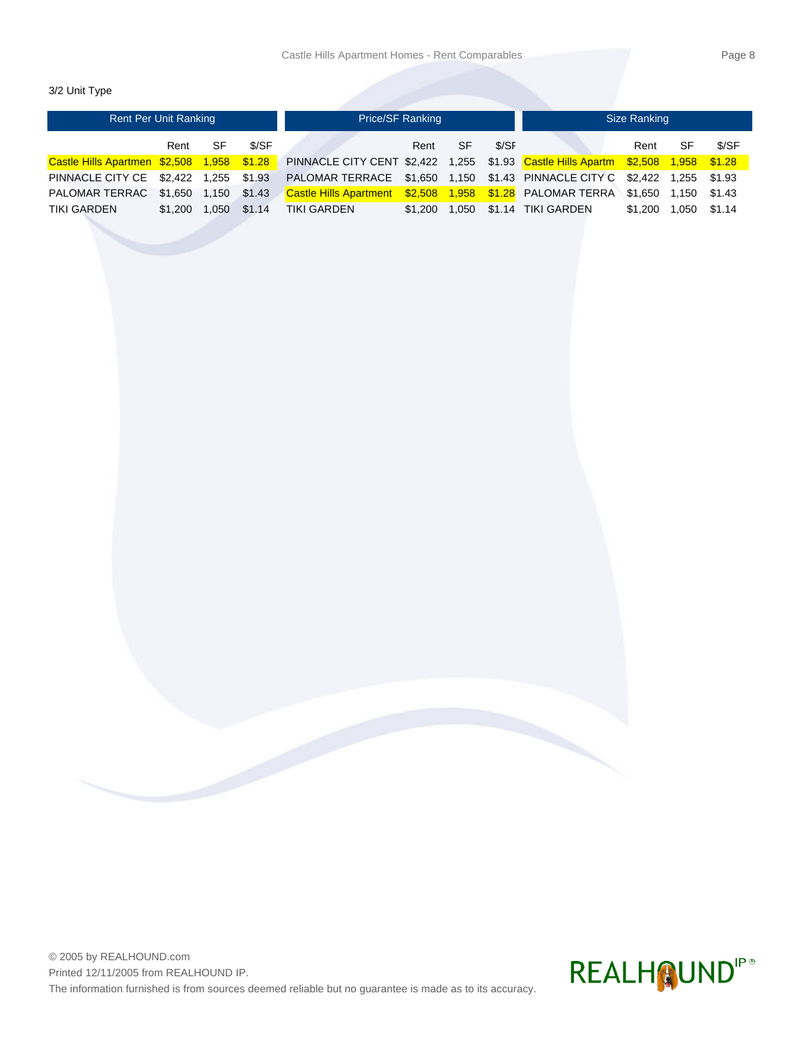3/2 Unit Type

| Rent Per Unit Ranking | | | | Price/SF Ranking | | | | Size Ranking | | | |
|---|---|---|---|---|---|---|---|---|---|---|---|
| | Rent | SF | $/SF | | Rent | SF | $/SF | | Rent | SF | $/SF |
| Castle Hills Apartmen | $2,508 | 1,958 | $1.28 | PINNACLE CITY CENT | $2,422 | 1,255 | $1.93 | Castle Hills Apartm | $2,508 | 1,958 | $1.28 |
| PINNACLE CITY CE | $2,422 | 1,255 | $1.93 | PALOMAR TERRACE | $1,650 | 1,150 | $1.43 | PINNACLE CITY C | $2,422 | 1,255 | $1.93 |
| PALOMAR TERRAC | $1,650 | 1,150 | $1.43 | Castle Hills Apartment | $2,508 | 1,958 | $1.28 | PALOMAR TERRA | $1,650 | 1,150 | $1.43 |
| TIKI GARDEN | $1,200 | 1,050 | $1.14 | TIKI GARDEN | $1,200 | 1,050 | $1.14 | TIKI GARDEN | $1,200 | 1,050 | $1.14 |

© 2005 by REALHOUND.com
Printed 12/11/2005 from REALHOUND IP.
The information furnished is from sources deemed reliable but no guarantee is made as to its accuracy.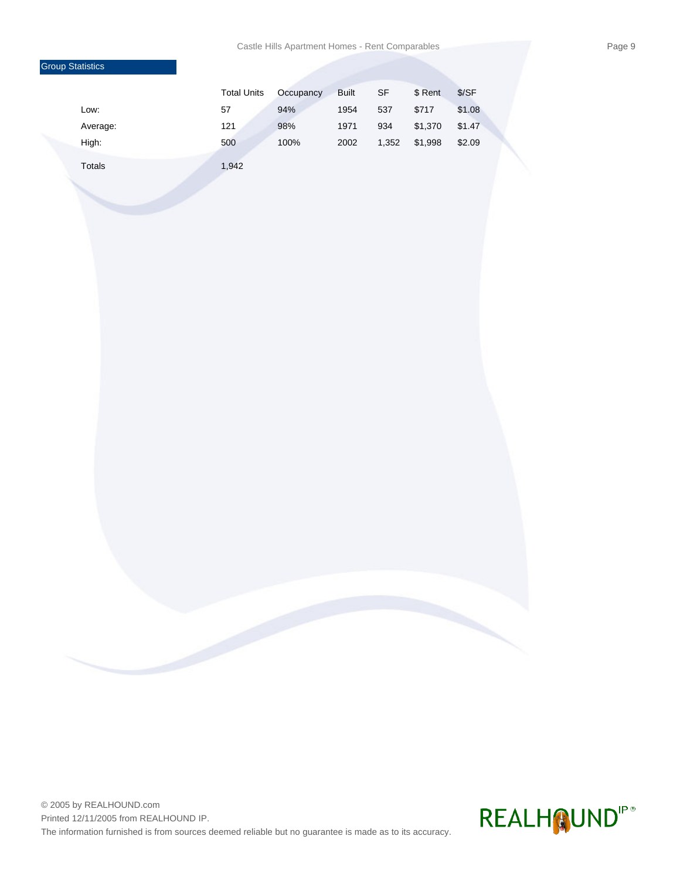## Group Statistics

| | Total Units | Occupancy | Built | SF | $ Rent | $/SF |
|---|---|---|---|---|---|---|
| Low: | 57 | 94% | 1954 | 537 | $717 | $1.08 |
| Average: | 121 | 98% | 1971 | 934 | $1,370 | $1.47 |
| High: | 500 | 100% | 2002 | 1,352 | $1,998 | $2.09 |
| Totals | 1,942 | | | | | |

© 2005 by REALHOUND.com
Printed 12/11/2005 from REALHOUND IP.
The information furnished is from sources deemed reliable but no guarantee is made as to its accuracy.